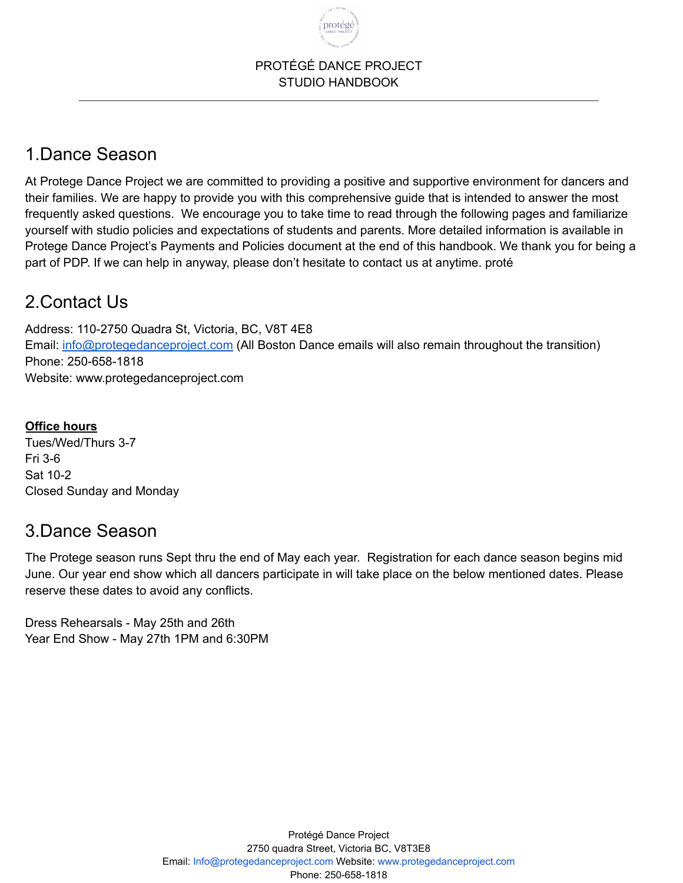PROTÉGÉ DANCE PROJECT
STUDIO HANDBOOK

## 1.Dance Season

At Protege Dance Project we are committed to providing a positive and supportive environment for dancers and their families. We are happy to provide you with this comprehensive guide that is intended to answer the most frequently asked questions. We encourage you to take time to read through the following pages and familiarize yourself with studio policies and expectations of students and parents. More detailed information is available in Protege Dance Project's Payments and Policies document at the end of this handbook. We thank you for being a part of PDP. If we can help in anyway, please don't hesitate to contact us at anytime. proté

## 2.Contact Us

Address: 110-2750 Quadra St, Victoria, BC, V8T 4E8
Email: info@protegedanceproject.com (All Boston Dance emails will also remain throughout the transition)
Phone: 250-658-1818
Website: www.protegedanceproject.com

**Office hours**
Tues/Wed/Thurs 3-7
Fri 3-6
Sat 10-2
Closed Sunday and Monday

## 3.Dance Season

The Protege season runs Sept thru the end of May each year. Registration for each dance season begins mid June. Our year end show which all dancers participate in will take place on the below mentioned dates. Please reserve these dates to avoid any conflicts.

Dress Rehearsals - May 25th and 26th
Year End Show - May 27th 1PM and 6:30PM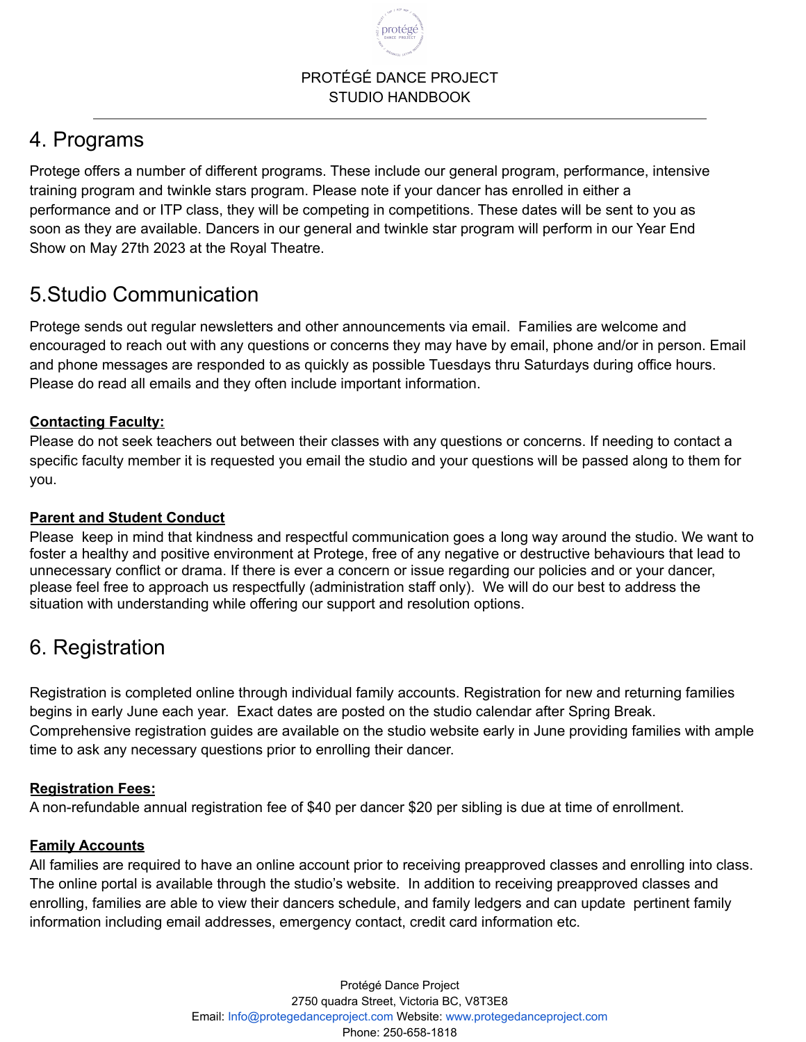## 4. Programs

Protege offers a number of different programs. These include our general program, performance, intensive training program and twinkle stars program. Please note if your dancer has enrolled in either a performance and or ITP class, they will be competing in competitions. These dates will be sent to you as soon as they are available. Dancers in our general and twinkle star program will perform in our Year End Show on May 27th 2023 at the Royal Theatre.

## 5.Studio Communication

Protege sends out regular newsletters and other announcements via email. Families are welcome and encouraged to reach out with any questions or concerns they may have by email, phone and/or in person. Email and phone messages are responded to as quickly as possible Tuesdays thru Saturdays during office hours. Please do read all emails and they often include important information.

**Contacting Faculty:**

Please do not seek teachers out between their classes with any questions or concerns. If needing to contact a specific faculty member it is requested you email the studio and your questions will be passed along to them for you.

**Parent and Student Conduct**

Please keep in mind that kindness and respectful communication goes a long way around the studio. We want to foster a healthy and positive environment at Protege, free of any negative or destructive behaviours that lead to unnecessary conflict or drama. If there is ever a concern or issue regarding our policies and or your dancer, please feel free to approach us respectfully (administration staff only). We will do our best to address the situation with understanding while offering our support and resolution options.

## 6. Registration

Registration is completed online through individual family accounts. Registration for new and returning families begins in early June each year. Exact dates are posted on the studio calendar after Spring Break. Comprehensive registration guides are available on the studio website early in June providing families with ample time to ask any necessary questions prior to enrolling their dancer.

**Registration Fees:**

A non-refundable annual registration fee of $40 per dancer $20 per sibling is due at time of enrollment.

**Family Accounts**

All families are required to have an online account prior to receiving preapproved classes and enrolling into class. The online portal is available through the studio's website. In addition to receiving preapproved classes and enrolling, families are able to view their dancers schedule, and family ledgers and can update pertinent family information including email addresses, emergency contact, credit card information etc.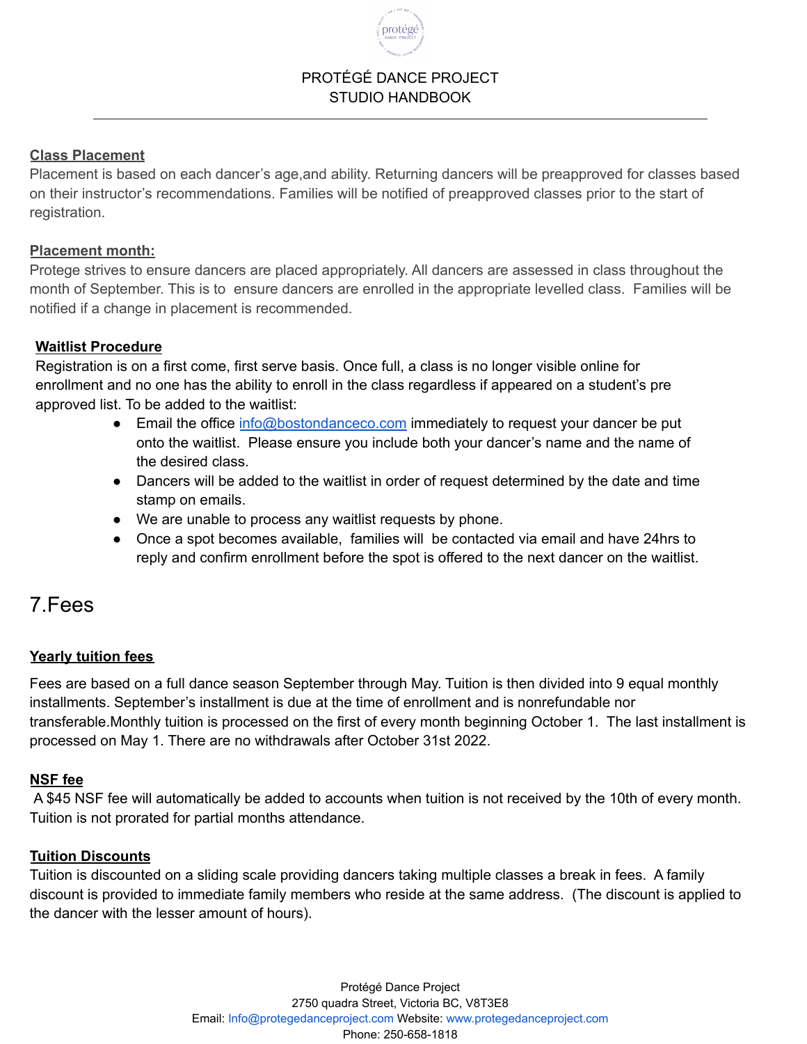**Class Placement**

Placement is based on each dancer's age,and ability. Returning dancers will be preapproved for classes based on their instructor's recommendations. Families will be notified of preapproved classes prior to the start of registration.

**Placement month:**

Protege strives to ensure dancers are placed appropriately. All dancers are assessed in class throughout the month of September. This is to ensure dancers are enrolled in the appropriate levelled class. Families will be notified if a change in placement is recommended.

**Waitlist Procedure**

Registration is on a first come, first serve basis. Once full, a class is no longer visible online for enrollment and no one has the ability to enroll in the class regardless if appeared on a student's pre approved list. To be added to the waitlist:

- Email the office info@bostondanceco.com immediately to request your dancer be put onto the waitlist. Please ensure you include both your dancer's name and the name of the desired class.
- Dancers will be added to the waitlist in order of request determined by the date and time stamp on emails.
- We are unable to process any waitlist requests by phone.
- Once a spot becomes available, families will be contacted via email and have 24hrs to reply and confirm enrollment before the spot is offered to the next dancer on the waitlist.

# 7.Fees

**Yearly tuition fees**

Fees are based on a full dance season September through May. Tuition is then divided into 9 equal monthly installments. September's installment is due at the time of enrollment and is nonrefundable nor transferable.Monthly tuition is processed on the first of every month beginning October 1. The last installment is processed on May 1. There are no withdrawals after October 31st 2022.

**NSF fee**

A $45 NSF fee will automatically be added to accounts when tuition is not received by the 10th of every month. Tuition is not prorated for partial months attendance.

**Tuition Discounts**

Tuition is discounted on a sliding scale providing dancers taking multiple classes a break in fees. A family discount is provided to immediate family members who reside at the same address. (The discount is applied to the dancer with the lesser amount of hours).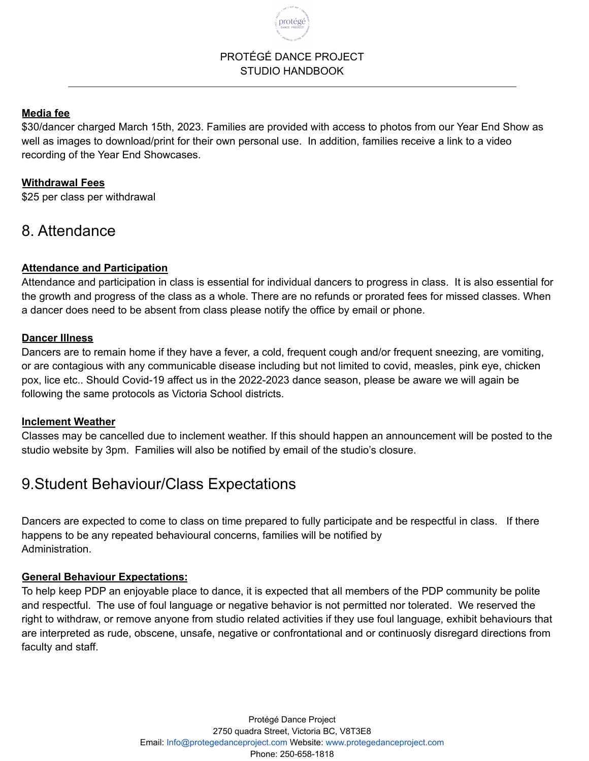**Media fee**
$30/dancer charged March 15th, 2023. Families are provided with access to photos from our Year End Show as well as images to download/print for their own personal use. In addition, families receive a link to a video recording of the Year End Showcases.

**Withdrawal Fees**
$25 per class per withdrawal

## 8. Attendance

**Attendance and Participation**
Attendance and participation in class is essential for individual dancers to progress in class. It is also essential for the growth and progress of the class as a whole. There are no refunds or prorated fees for missed classes. When a dancer does need to be absent from class please notify the office by email or phone.

**Dancer Illness**
Dancers are to remain home if they have a fever, a cold, frequent cough and/or frequent sneezing, are vomiting, or are contagious with any communicable disease including but not limited to covid, measles, pink eye, chicken pox, lice etc.. Should Covid-19 affect us in the 2022-2023 dance season, please be aware we will again be following the same protocols as Victoria School districts.

**Inclement Weather**
Classes may be cancelled due to inclement weather. If this should happen an announcement will be posted to the studio website by 3pm. Families will also be notified by email of the studio's closure.

## 9.Student Behaviour/Class Expectations

Dancers are expected to come to class on time prepared to fully participate and be respectful in class. If there happens to be any repeated behavioural concerns, families will be notified by Administration.

**General Behaviour Expectations:**
To help keep PDP an enjoyable place to dance, it is expected that all members of the PDP community be polite and respectful. The use of foul language or negative behavior is not permitted nor tolerated. We reserved the right to withdraw, or remove anyone from studio related activities if they use foul language, exhibit behaviours that are interpreted as rude, obscene, unsafe, negative or confrontational and or continuosly disregard directions from faculty and staff.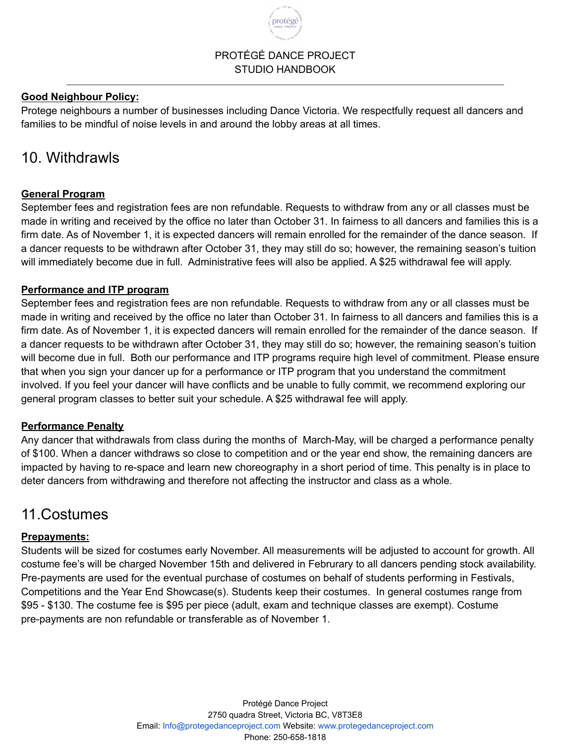**Good Neighbour Policy:**

Protege neighbours a number of businesses including Dance Victoria. We respectfully request all dancers and families to be mindful of noise levels in and around the lobby areas at all times.

# 10. Withdrawls

**General Program**

September fees and registration fees are non refundable. Requests to withdraw from any or all classes must be made in writing and received by the office no later than October 31. In fairness to all dancers and families this is a firm date. As of November 1, it is expected dancers will remain enrolled for the remainder of the dance season. If a dancer requests to be withdrawn after October 31, they may still do so; however, the remaining season's tuition will immediately become due in full. Administrative fees will also be applied. A $25 withdrawal fee will apply.

**Performance and ITP program**

September fees and registration fees are non refundable. Requests to withdraw from any or all classes must be made in writing and received by the office no later than October 31. In fairness to all dancers and families this is a firm date. As of November 1, it is expected dancers will remain enrolled for the remainder of the dance season. If a dancer requests to be withdrawn after October 31, they may still do so; however, the remaining season's tuition will become due in full. Both our performance and ITP programs require high level of commitment. Please ensure that when you sign your dancer up for a performance or ITP program that you understand the commitment involved. If you feel your dancer will have conflicts and be unable to fully commit, we recommend exploring our general program classes to better suit your schedule. A $25 withdrawal fee will apply.

**Performance Penalty**

Any dancer that withdrawals from class during the months of March-May, will be charged a performance penalty of $100. When a dancer withdraws so close to competition and or the year end show, the remaining dancers are impacted by having to re-space and learn new choreography in a short period of time. This penalty is in place to deter dancers from withdrawing and therefore not affecting the instructor and class as a whole.

# 11.Costumes

**Prepayments:**

Students will be sized for costumes early November. All measurements will be adjusted to account for growth. All costume fee's will be charged November 15th and delivered in Februrary to all dancers pending stock availability. Pre-payments are used for the eventual purchase of costumes on behalf of students performing in Festivals, Competitions and the Year End Showcase(s). Students keep their costumes. In general costumes range from $95 - $130. The costume fee is $95 per piece (adult, exam and technique classes are exempt). Costume pre-payments are non refundable or transferable as of November 1.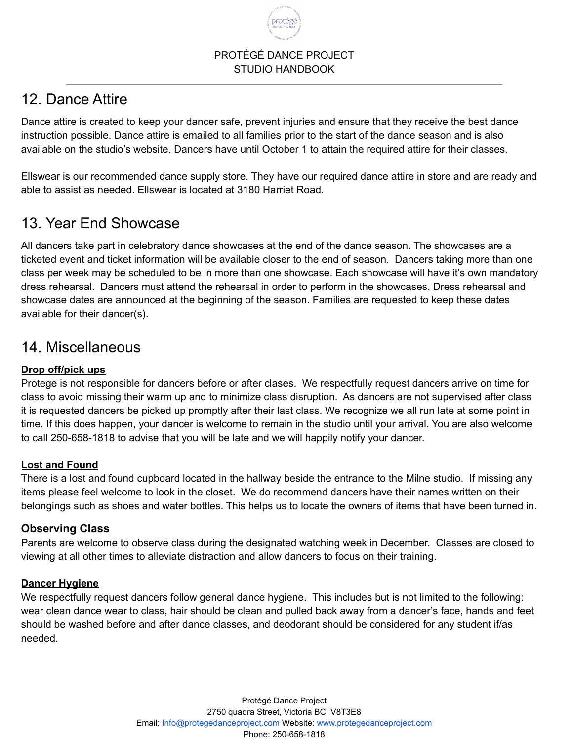## 12. Dance Attire

Dance attire is created to keep your dancer safe, prevent injuries and ensure that they receive the best dance instruction possible. Dance attire is emailed to all families prior to the start of the dance season and is also available on the studio's website. Dancers have until October 1 to attain the required attire for their classes.

Ellswear is our recommended dance supply store. They have our required dance attire in store and are ready and able to assist as needed. Ellswear is located at 3180 Harriet Road.

## 13. Year End Showcase

All dancers take part in celebratory dance showcases at the end of the dance season. The showcases are a ticketed event and ticket information will be available closer to the end of season. Dancers taking more than one class per week may be scheduled to be in more than one showcase. Each showcase will have it's own mandatory dress rehearsal. Dancers must attend the rehearsal in order to perform in the showcases. Dress rehearsal and showcase dates are announced at the beginning of the season. Families are requested to keep these dates available for their dancer(s).

## 14. Miscellaneous

**Drop off/pick ups**

Protege is not responsible for dancers before or after classes. We respectfully request dancers arrive on time for class to avoid missing their warm up and to minimize class disruption. As dancers are not supervised after class it is requested dancers be picked up promptly after their last class. We recognize we all run late at some point in time. If this does happen, your dancer is welcome to remain in the studio until your arrival. You are also welcome to call 250-658-1818 to advise that you will be late and we will happily notify your dancer.

**Lost and Found**

There is a lost and found cupboard located in the hallway beside the entrance to the Milne studio. If missing any items please feel welcome to look in the closet. We do recommend dancers have their names written on their belongings such as shoes and water bottles. This helps us to locate the owners of items that have been turned in.

**Observing Class**

Parents are welcome to observe class during the designated watching week in December. Classes are closed to viewing at all other times to alleviate distraction and allow dancers to focus on their training.

**Dancer Hygiene**

We respectfully request dancers follow general dance hygiene. This includes but is not limited to the following: wear clean dance wear to class, hair should be clean and pulled back away from a dancer's face, hands and feet should be washed before and after dance classes, and deodorant should be considered for any student if/as needed.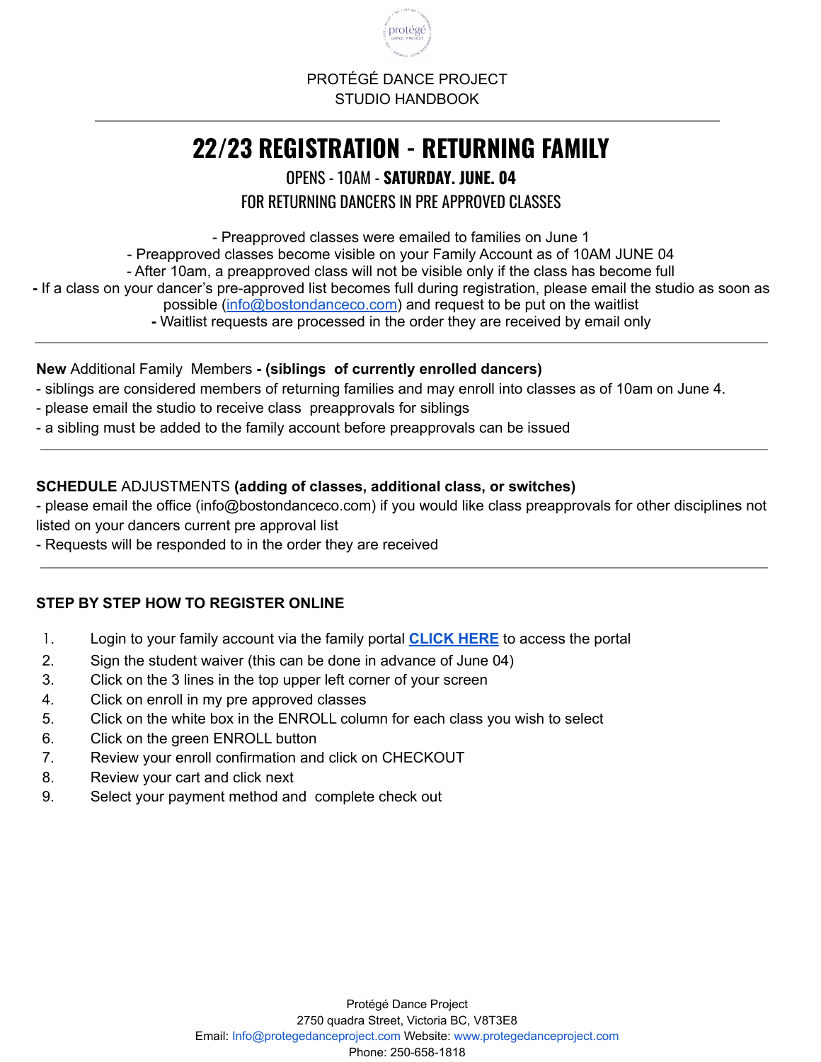PROTÉGÉ DANCE PROJECT
STUDIO HANDBOOK

# 22/23 REGISTRATION - RETURNING FAMILY

OPENS - 10AM - **SATURDAY. JUNE. 04**

FOR RETURNING DANCERS IN PRE APPROVED CLASSES

- Preapproved classes were emailed to families on June 1
- Preapproved classes become visible on your Family Account as of 10AM JUNE 04
- After 10am, a preapproved class will not be visible only if the class has become full
- If a class on your dancer's pre-approved list becomes full during registration, please email the studio as soon as possible (info@bostondanceco.com) and request to be put on the waitlist
- Waitlist requests are processed in the order they are received by email only

---

**New** Additional Family Members **- (siblings of currently enrolled dancers)**

- siblings are considered members of returning families and may enroll into classes as of 10am on June 4.
- please email the studio to receive class preapprovals for siblings
- a sibling must be added to the family account before preapprovals can be issued

---

**SCHEDULE** ADJUSTMENTS **(adding of classes, additional class, or switches)**

- please email the office (info@bostondanceco.com) if you would like class preapprovals for other disciplines not listed on your dancers current pre approval list
- Requests will be responded to in the order they are received

---

**STEP BY STEP HOW TO REGISTER ONLINE**

1. Login to your family account via the family portal **CLICK HERE** to access the portal
2. Sign the student waiver (this can be done in advance of June 04)
3. Click on the 3 lines in the top upper left corner of your screen
4. Click on enroll in my pre approved classes
5. Click on the white box in the ENROLL column for each class you wish to select
6. Click on the green ENROLL button
7. Review your enroll confirmation and click on CHECKOUT
8. Review your cart and click next
9. Select your payment method and complete check out

Protégé Dance Project
2750 quadra Street, Victoria BC, V8T3E8
Email: Info@protegedanceproject.com Website: www.protegedanceproject.com
Phone: 250-658-1818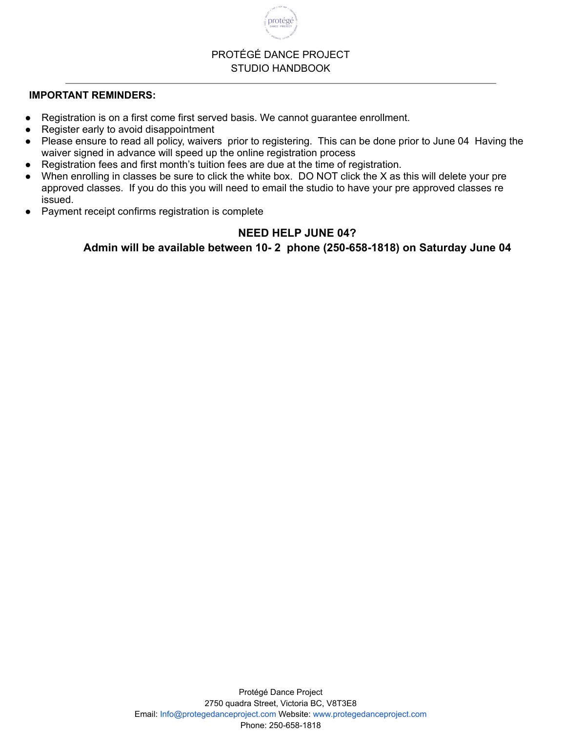PROTÉGÉ DANCE PROJECT
STUDIO HANDBOOK

**IMPORTANT REMINDERS:**

- Registration is on a first come first served basis. We cannot guarantee enrollment.
- Register early to avoid disappointment
- Please ensure to read all policy, waivers prior to registering. This can be done prior to June 04 Having the waiver signed in advance will speed up the online registration process
- Registration fees and first month's tuition fees are due at the time of registration.
- When enrolling in classes be sure to click the white box. DO NOT click the X as this will delete your pre approved classes. If you do this you will need to email the studio to have your pre approved classes re issued.
- Payment receipt confirms registration is complete

**NEED HELP JUNE 04?**

**Admin will be available between 10- 2 phone (250-658-1818) on Saturday June 04**

Protégé Dance Project
2750 quadra Street, Victoria BC, V8T3E8
Email: Info@protegedanceproject.com Website: www.protegedanceproject.com
Phone: 250-658-1818